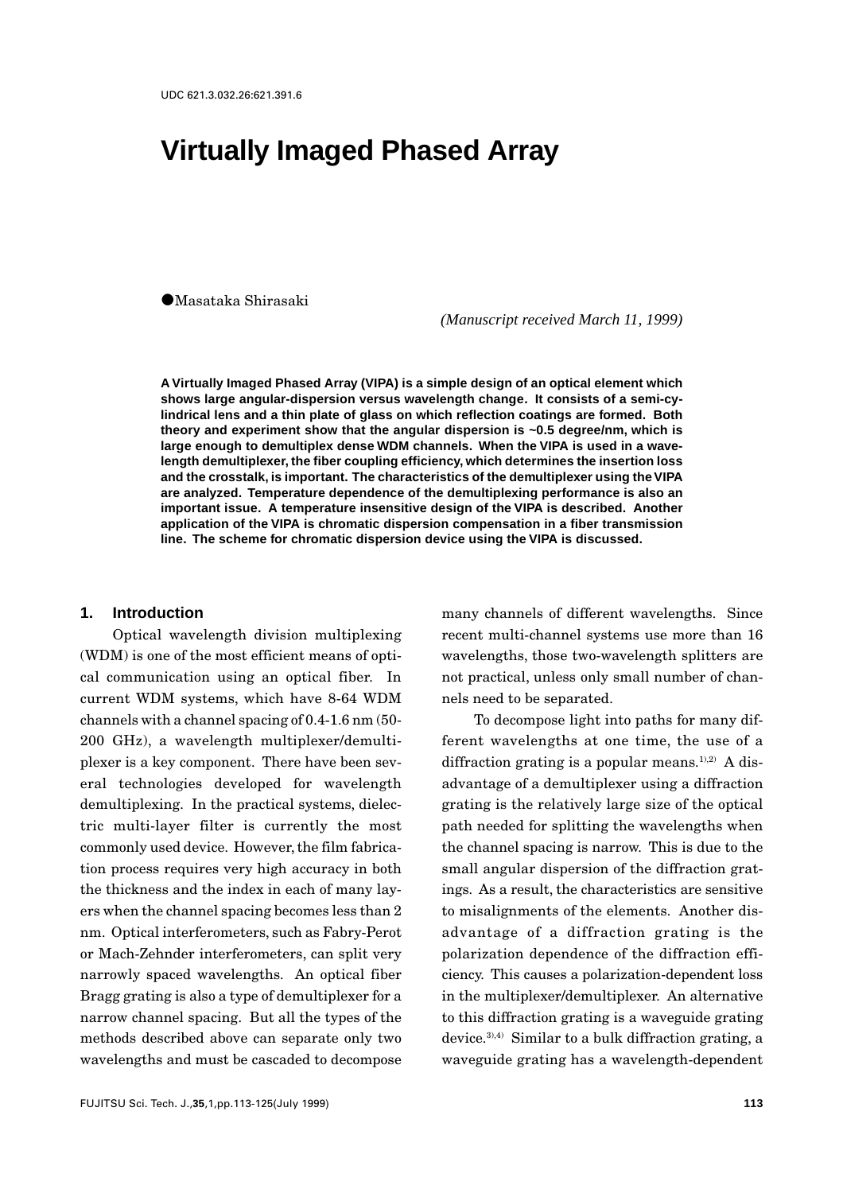UDC 621.3.032.26:621.391.6

# Virtually Imaged Phased Array

●Masataka Shirasaki

*(Manuscript received March 11, 1999)*

**A Virtually Imaged Phased Array (VIPA) is a simple design of an optical element which shows large angular-dispersion versus wavelength change. It consists of a semi-cylindrical lens and a thin plate of glass on which reflection coatings are formed. Both theory and experiment show that the angular dispersion is ~0.5 degree/nm, which is large enough to demultiplex dense WDM channels. When the VIPA is used in a wavelength demultiplexer, the fiber coupling efficiency, which determines the insertion loss and the crosstalk, is important. The characteristics of the demultiplexer using the VIPA are analyzed. Temperature dependence of the demultiplexing performance is also an important issue. A temperature insensitive design of the VIPA is described. Another application of the VIPA is chromatic dispersion compensation in a fiber transmission line. The scheme for chromatic dispersion device using the VIPA is discussed.**

## 1. Introduction

Optical wavelength division multiplexing (WDM) is one of the most efficient means of optical communication using an optical fiber. In current WDM systems, which have 8-64 WDM channels with a channel spacing of 0.4-1.6 nm (50-200 GHz), a wavelength multiplexer/demultiplexer is a key component. There have been several technologies developed for wavelength demultiplexing. In the practical systems, dielectric multi-layer filter is currently the most commonly used device. However, the film fabrication process requires very high accuracy in both the thickness and the index in each of many layers when the channel spacing becomes less than 2 nm. Optical interferometers, such as Fabry-Perot or Mach-Zehnder interferometers, can split very narrowly spaced wavelengths. An optical fiber Bragg grating is also a type of demultiplexer for a narrow channel spacing. But all the types of the methods described above can separate only two wavelengths and must be cascaded to decompose many channels of different wavelengths. Since recent multi-channel systems use more than 16 wavelengths, those two-wavelength splitters are not practical, unless only small number of channels need to be separated.

To decompose light into paths for many different wavelengths at one time, the use of a diffraction grating is a popular means.[1),2)] A disadvantage of a demultiplexer using a diffraction grating is the relatively large size of the optical path needed for splitting the wavelengths when the channel spacing is narrow. This is due to the small angular dispersion of the diffraction gratings. As a result, the characteristics are sensitive to misalignments of the elements. Another disadvantage of a diffraction grating is the polarization dependence of the diffraction efficiency. This causes a polarization-dependent loss in the multiplexer/demultiplexer. An alternative to this diffraction grating is a waveguide grating device.[3),4)] Similar to a bulk diffraction grating, a waveguide grating has a wavelength-dependent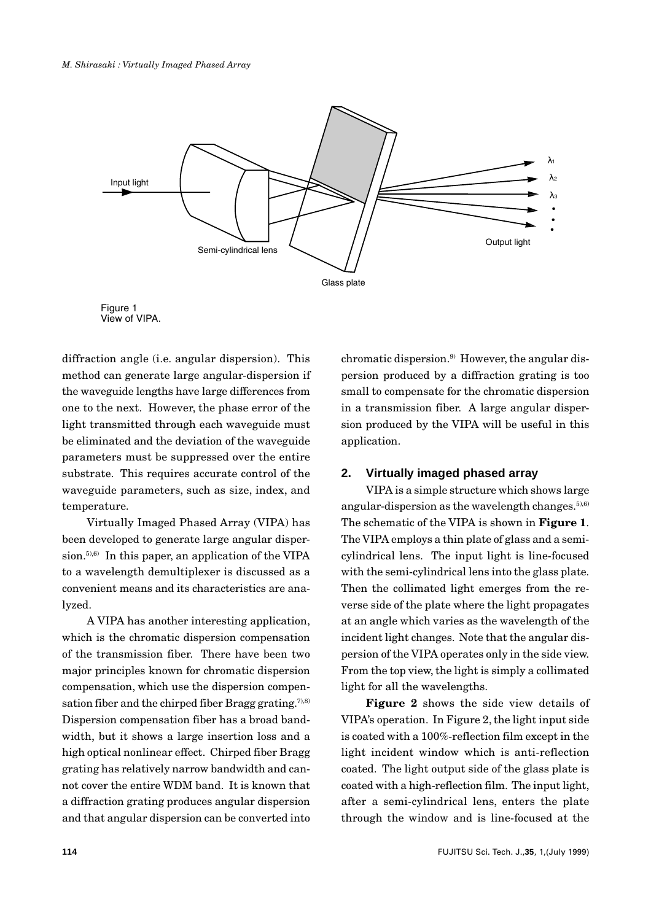Figure 1
View of VIPA.

diffraction angle (i.e. angular dispersion). This method can generate large angular-dispersion if the waveguide lengths have large differences from one to the next. However, the phase error of the light transmitted through each waveguide must be eliminated and the deviation of the waveguide parameters must be suppressed over the entire substrate. This requires accurate control of the waveguide parameters, such as size, index, and temperature.

Virtually Imaged Phased Array (VIPA) has been developed to generate large angular dispersion.[5),6)] In this paper, an application of the VIPA to a wavelength demultiplexer is discussed as a convenient means and its characteristics are analyzed.

A VIPA has another interesting application, which is the chromatic dispersion compensation of the transmission fiber. There have been two major principles known for chromatic dispersion compensation, which use the dispersion compensation fiber and the chirped fiber Bragg grating.[7),8)] Dispersion compensation fiber has a broad bandwidth, but it shows a large insertion loss and a high optical nonlinear effect. Chirped fiber Bragg grating has relatively narrow bandwidth and cannot cover the entire WDM band. It is known that a diffraction grating produces angular dispersion and that angular dispersion can be converted into chromatic dispersion.[9)] However, the angular dispersion produced by a diffraction grating is too small to compensate for the chromatic dispersion in a transmission fiber. A large angular dispersion produced by the VIPA will be useful in this application.

## 2. Virtually imaged phased array

VIPA is a simple structure which shows large angular-dispersion as the wavelength changes.[5),6)] The schematic of the VIPA is shown in **Figure 1**. The VIPA employs a thin plate of glass and a semi-cylindrical lens. The input light is line-focused with the semi-cylindrical lens into the glass plate. Then the collimated light emerges from the reverse side of the plate where the light propagates at an angle which varies as the wavelength of the incident light changes. Note that the angular dispersion of the VIPA operates only in the side view. From the top view, the light is simply a collimated light for all the wavelengths.

**Figure 2** shows the side view details of VIPA's operation. In Figure 2, the light input side is coated with a 100%-reflection film except in the light incident window which is anti-reflection coated. The light output side of the glass plate is coated with a high-reflection film. The input light, after a semi-cylindrical lens, enters the plate through the window and is line-focused at the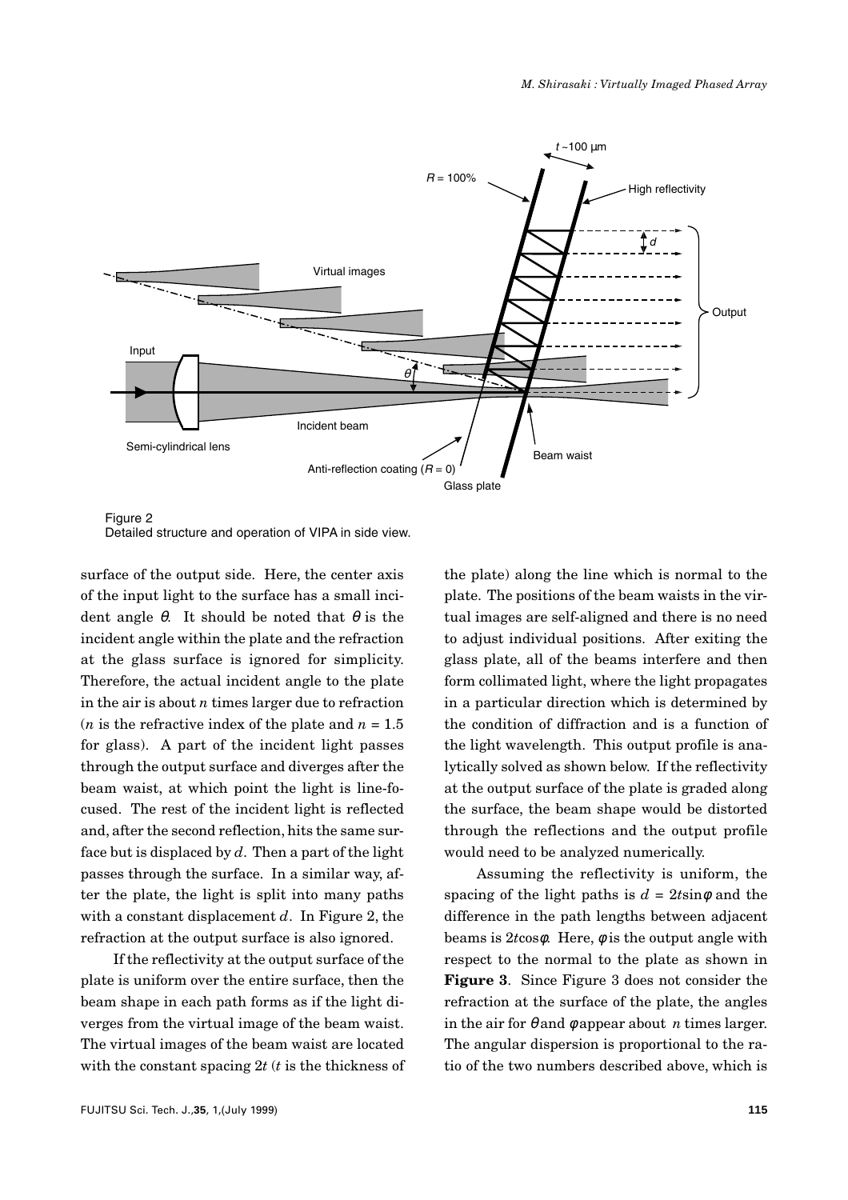Figure 2
Detailed structure and operation of VIPA in side view.

surface of the output side. Here, the center axis of the input light to the surface has a small incident angle $\theta$. It should be noted that $\theta$ is the incident angle within the plate and the refraction at the glass surface is ignored for simplicity. Therefore, the actual incident angle to the plate in the air is about $n$ times larger due to refraction ($n$ is the refractive index of the plate and $n = 1.5$ for glass). A part of the incident light passes through the output surface and diverges after the beam waist, at which point the light is line-focused. The rest of the incident light is reflected and, after the second reflection, hits the same surface but is displaced by $d$. Then a part of the light passes through the surface. In a similar way, after the plate, the light is split into many paths with a constant displacement $d$. In Figure 2, the refraction at the output surface is also ignored.

If the reflectivity at the output surface of the plate is uniform over the entire surface, then the beam shape in each path forms as if the light diverges from the virtual image of the beam waist. The virtual images of the beam waist are located with the constant spacing $2t$ ($t$ is the thickness of the plate) along the line which is normal to the plate. The positions of the beam waists in the virtual images are self-aligned and there is no need to adjust individual positions. After exiting the glass plate, all of the beams interfere and then form collimated light, where the light propagates in a particular direction which is determined by the condition of diffraction and is a function of the light wavelength. This output profile is analytically solved as shown below. If the reflectivity at the output surface of the plate is graded along the surface, the beam shape would be distorted through the reflections and the output profile would need to be analyzed numerically.

Assuming the reflectivity is uniform, the spacing of the light paths is $d = 2t\sin\phi$ and the difference in the path lengths between adjacent beams is $2t\cos\phi$. Here, $\phi$ is the output angle with respect to the normal to the plate as shown in **Figure 3**. Since Figure 3 does not consider the refraction at the surface of the plate, the angles in the air for $\theta$ and $\phi$ appear about $n$ times larger. The angular dispersion is proportional to the ratio of the two numbers described above, which is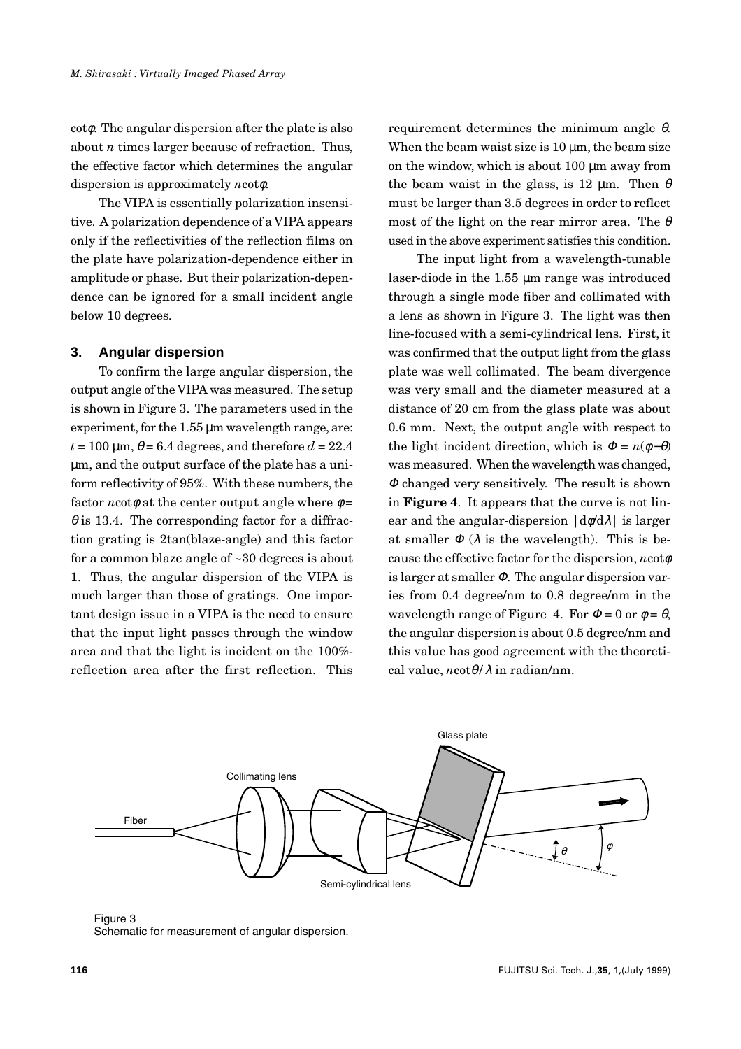$\cot\phi$. The angular dispersion after the plate is also about $n$ times larger because of refraction. Thus, the effective factor which determines the angular dispersion is approximately $n\cot\phi$.

The VIPA is essentially polarization insensitive. A polarization dependence of a VIPA appears only if the reflectivities of the reflection films on the plate have polarization-dependence either in amplitude or phase. But their polarization-dependence can be ignored for a small incident angle below 10 degrees.

## 3. Angular dispersion

To confirm the large angular dispersion, the output angle of the VIPA was measured. The setup is shown in Figure 3. The parameters used in the experiment, for the 1.55 μm wavelength range, are: $t$ = 100 μm, $\theta$ = 6.4 degrees, and therefore $d$ = 22.4 μm, and the output surface of the plate has a uniform reflectivity of 95%. With these numbers, the factor $n\cot\phi$ at the center output angle where $\phi = \theta$ is 13.4. The corresponding factor for a diffraction grating is 2tan(blaze-angle) and this factor for a common blaze angle of ~30 degrees is about 1. Thus, the angular dispersion of the VIPA is much larger than those of gratings. One important design issue in a VIPA is the need to ensure that the input light passes through the window area and that the light is incident on the 100%-reflection area after the first reflection. This requirement determines the minimum angle $\theta$. When the beam waist size is 10 μm, the beam size on the window, which is about 100 μm away from the beam waist in the glass, is 12 μm. Then $\theta$ must be larger than 3.5 degrees in order to reflect most of the light on the rear mirror area. The $\theta$ used in the above experiment satisfies this condition.

The input light from a wavelength-tunable laser-diode in the 1.55 μm range was introduced through a single mode fiber and collimated with a lens as shown in Figure 3. The light was then line-focused with a semi-cylindrical lens. First, it was confirmed that the output light from the glass plate was well collimated. The beam divergence was very small and the diameter measured at a distance of 20 cm from the glass plate was about 0.6 mm. Next, the output angle with respect to the light incident direction, which is $\Phi = n(\phi - \theta)$ was measured. When the wavelength was changed, $\Phi$ changed very sensitively. The result is shown in **Figure 4**. It appears that the curve is not linear and the angular-dispersion $|d\phi/d\lambda|$ is larger at smaller $\Phi$ ($\lambda$ is the wavelength). This is because the effective factor for the dispersion, $n\cot\phi$ is larger at smaller $\Phi$. The angular dispersion varies from 0.4 degree/nm to 0.8 degree/nm in the wavelength range of Figure 4. For $\Phi = 0$ or $\phi = \theta$, the angular dispersion is about 0.5 degree/nm and this value has good agreement with the theoretical value, $n\cot\theta/\lambda$ in radian/nm.

Figure 3
Schematic for measurement of angular dispersion.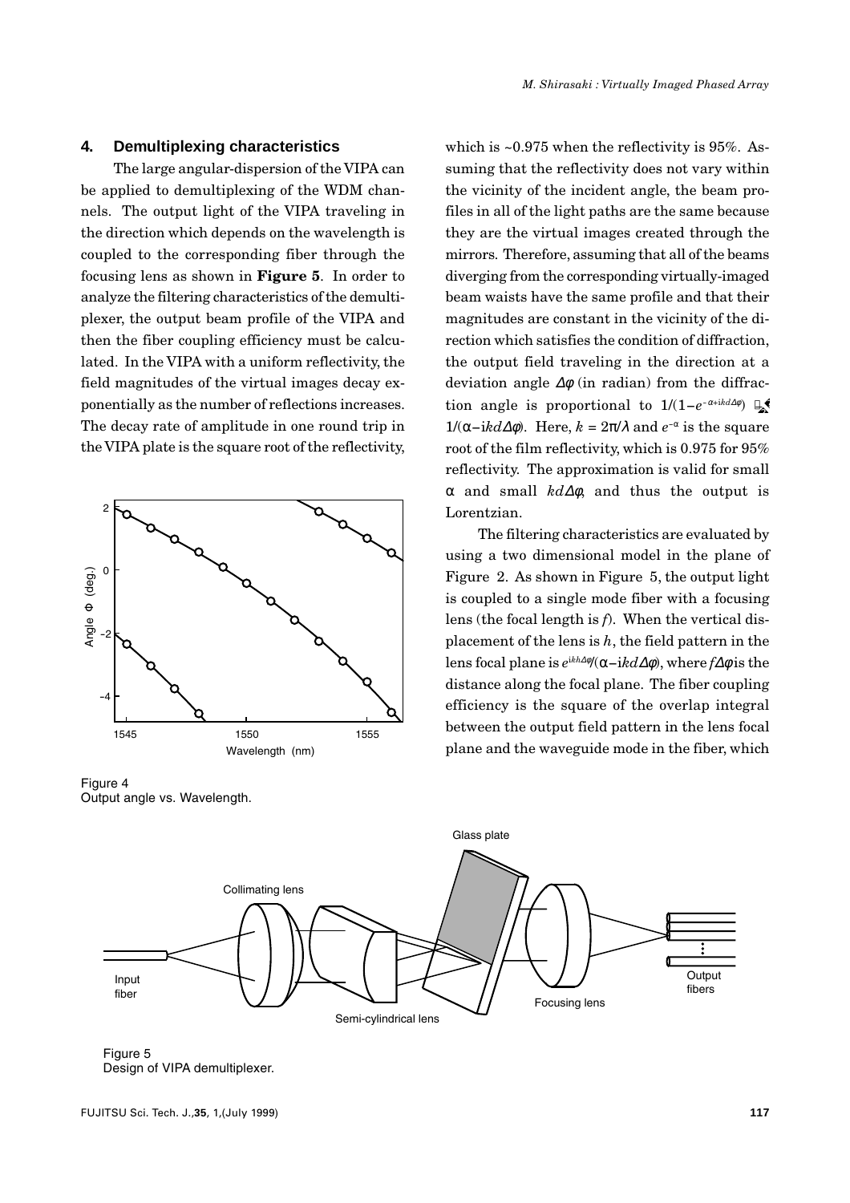## 4. Demultiplexing characteristics

The large angular-dispersion of the VIPA can be applied to demultiplexing of the WDM channels. The output light of the VIPA traveling in the direction which depends on the wavelength is coupled to the corresponding fiber through the focusing lens as shown in **Figure 5**. In order to analyze the filtering characteristics of the demultiplexer, the output beam profile of the VIPA and then the fiber coupling efficiency must be calculated. In the VIPA with a uniform reflectivity, the field magnitudes of the virtual images decay exponentially as the number of reflections increases. The decay rate of amplitude in one round trip in the VIPA plate is the square root of the reflectivity, which is ~0.975 when the reflectivity is 95%. Assuming that the reflectivity does not vary within the vicinity of the incident angle, the beam profiles in all of the light paths are the same because they are the virtual images created through the mirrors. Therefore, assuming that all of the beams diverging from the corresponding virtually-imaged beam waists have the same profile and that their magnitudes are constant in the vicinity of the direction which satisfies the condition of diffraction, the output field traveling in the direction at a deviation angle $\Delta\phi$ (in radian) from the diffraction angle is proportional to $1/(1-e^{-\alpha+ikd\Delta\phi}) \cong 1/(\alpha - ikd\Delta\phi)$. Here, $k = 2\pi/\lambda$ and $e^{-\alpha}$ is the square root of the film reflectivity, which is 0.975 for 95% reflectivity. The approximation is valid for small $\alpha$ and small $kd\Delta\phi$, and thus the output is Lorentzian.

The filtering characteristics are evaluated by using a two dimensional model in the plane of Figure 2. As shown in Figure 5, the output light is coupled to a single mode fiber with a focusing lens (the focal length is $f$). When the vertical displacement of the lens is $h$, the field pattern in the lens focal plane is $e^{ikh\Delta\phi}/(\alpha - ikd\Delta\phi)$, where $f\Delta\phi$ is the distance along the focal plane. The fiber coupling efficiency is the square of the overlap integral between the output field pattern in the lens focal plane and the waveguide mode in the fiber, which

Figure 4
Output angle vs. Wavelength.

Figure 5
Design of VIPA demultiplexer.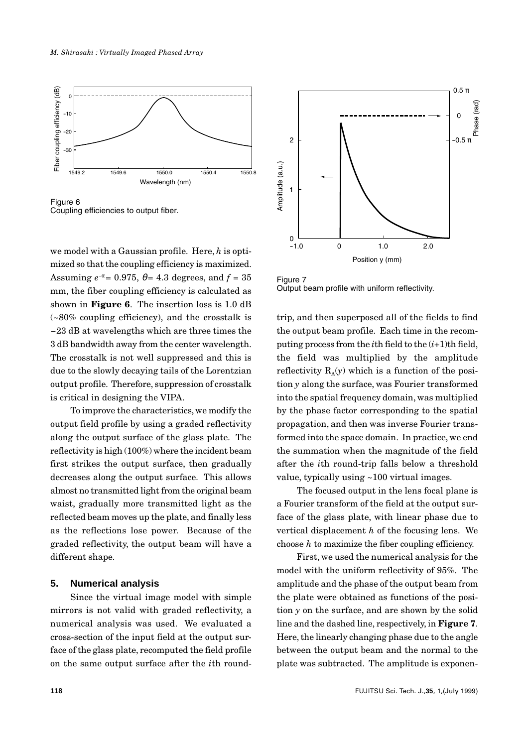Figure 6
Coupling efficiencies to output fiber.

we model with a Gaussian profile. Here, $h$ is optimized so that the coupling efficiency is maximized. Assuming $e^{-\alpha} = 0.975$, $\theta = 4.3$ degrees, and $f = 35$ mm, the fiber coupling efficiency is calculated as shown in **Figure 6**. The insertion loss is 1.0 dB (~80% coupling efficiency), and the crosstalk is −23 dB at wavelengths which are three times the 3 dB bandwidth away from the center wavelength. The crosstalk is not well suppressed and this is due to the slowly decaying tails of the Lorentzian output profile. Therefore, suppression of crosstalk is critical in designing the VIPA.

To improve the characteristics, we modify the output field profile by using a graded reflectivity along the output surface of the glass plate. The reflectivity is high (100%) where the incident beam first strikes the output surface, then gradually decreases along the output surface. This allows almost no transmitted light from the original beam waist, gradually more transmitted light as the reflected beam moves up the plate, and finally less as the reflections lose power. Because of the graded reflectivity, the output beam will have a different shape.

## 5. Numerical analysis

Since the virtual image model with simple mirrors is not valid with graded reflectivity, a numerical analysis was used. We evaluated a cross-section of the input field at the output surface of the glass plate, recomputed the field profile on the same output surface after the $i$th round-trip, and then superposed all of the fields to find the output beam profile. Each time in the recomputing process from the $i$th field to the $(i+1)$th field, the field was multiplied by the amplitude reflectivity $R_A(y)$ which is a function of the position $y$ along the surface, was Fourier transformed into the spatial frequency domain, was multiplied by the phase factor corresponding to the spatial propagation, and then was inverse Fourier transformed into the space domain. In practice, we end the summation when the magnitude of the field after the $i$th round-trip falls below a threshold value, typically using ~100 virtual images.

The focused output in the lens focal plane is a Fourier transform of the field at the output surface of the glass plate, with linear phase due to vertical displacement $h$ of the focusing lens. We choose $h$ to maximize the fiber coupling efficiency.

First, we used the numerical analysis for the model with the uniform reflectivity of 95%. The amplitude and the phase of the output beam from the plate were obtained as functions of the position $y$ on the surface, and are shown by the solid line and the dashed line, respectively, in **Figure 7**. Here, the linearly changing phase due to the angle between the output beam and the normal to the plate was subtracted. The amplitude is exponen-

Figure 7
Output beam profile with uniform reflectivity.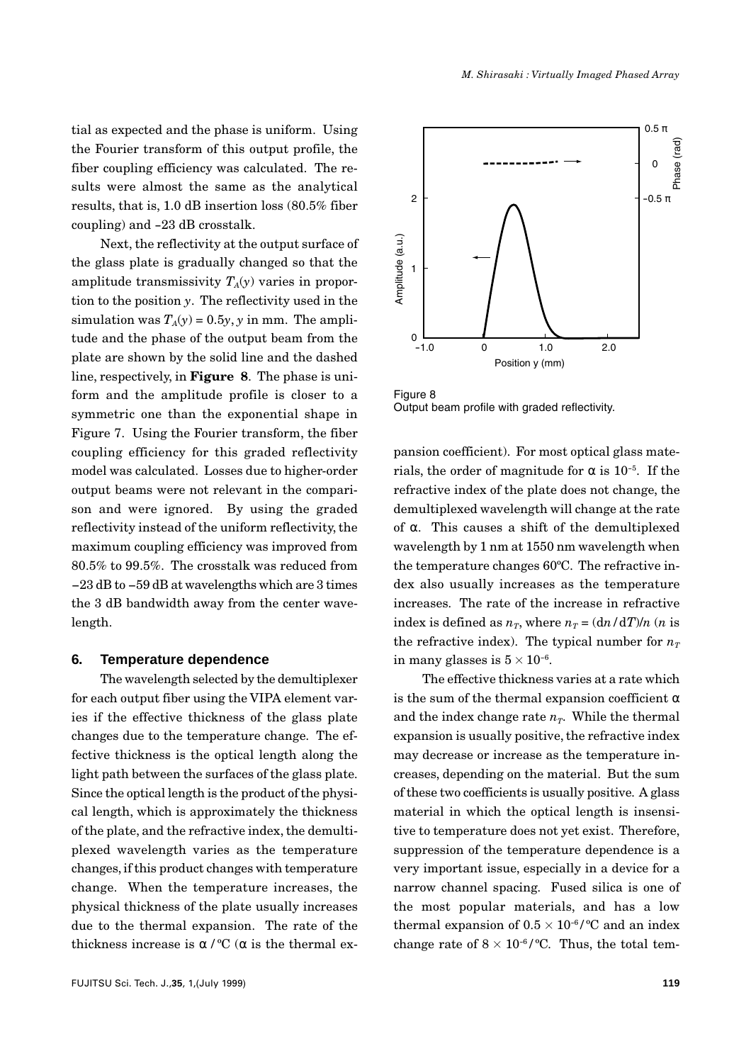tial as expected and the phase is uniform. Using the Fourier transform of this output profile, the fiber coupling efficiency was calculated. The results were almost the same as the analytical results, that is, 1.0 dB insertion loss (80.5% fiber coupling) and –23 dB crosstalk.

Next, the reflectivity at the output surface of the glass plate is gradually changed so that the amplitude transmissivity $T_A(y)$ varies in proportion to the position $y$. The reflectivity used in the simulation was $T_A(y) = 0.5y$, $y$ in mm. The amplitude and the phase of the output beam from the plate are shown by the solid line and the dashed line, respectively, in **Figure 8**. The phase is uniform and the amplitude profile is closer to a symmetric one than the exponential shape in Figure 7. Using the Fourier transform, the fiber coupling efficiency for this graded reflectivity model was calculated. Losses due to higher-order output beams were not relevant in the comparison and were ignored. By using the graded reflectivity instead of the uniform reflectivity, the maximum coupling efficiency was improved from 80.5% to 99.5%. The crosstalk was reduced from −23 dB to −59 dB at wavelengths which are 3 times the 3 dB bandwidth away from the center wavelength.

Figure 8
Output beam profile with graded reflectivity.

## 6. Temperature dependence

The wavelength selected by the demultiplexer for each output fiber using the VIPA element varies if the effective thickness of the glass plate changes due to the temperature change. The effective thickness is the optical length along the light path between the surfaces of the glass plate. Since the optical length is the product of the physical length, which is approximately the thickness of the plate, and the refractive index, the demultiplexed wavelength varies as the temperature changes, if this product changes with temperature change. When the temperature increases, the physical thickness of the plate usually increases due to the thermal expansion. The rate of the thickness increase is $\alpha$ /°C ($\alpha$ is the thermal expansion coefficient). For most optical glass materials, the order of magnitude for $\alpha$ is $10^{-5}$. If the refractive index of the plate does not change, the demultiplexed wavelength will change at the rate of $\alpha$. This causes a shift of the demultiplexed wavelength by 1 nm at 1550 nm wavelength when the temperature changes 60°C. The refractive index also usually increases as the temperature increases. The rate of the increase in refractive index is defined as $n_T$, where $n_T = (dn/dT)/n$ ($n$ is the refractive index). The typical number for $n_T$ in many glasses is $5 \times 10^{-6}$.

The effective thickness varies at a rate which is the sum of the thermal expansion coefficient $\alpha$ and the index change rate $n_T$. While the thermal expansion is usually positive, the refractive index may decrease or increase as the temperature increases, depending on the material. But the sum of these two coefficients is usually positive. A glass material in which the optical length is insensitive to temperature does not yet exist. Therefore, suppression of the temperature dependence is a very important issue, especially in a device for a narrow channel spacing. Fused silica is one of the most popular materials, and has a low thermal expansion of $0.5 \times 10^{-6}$/°C and an index change rate of $8 \times 10^{-6}$/°C. Thus, the total tem-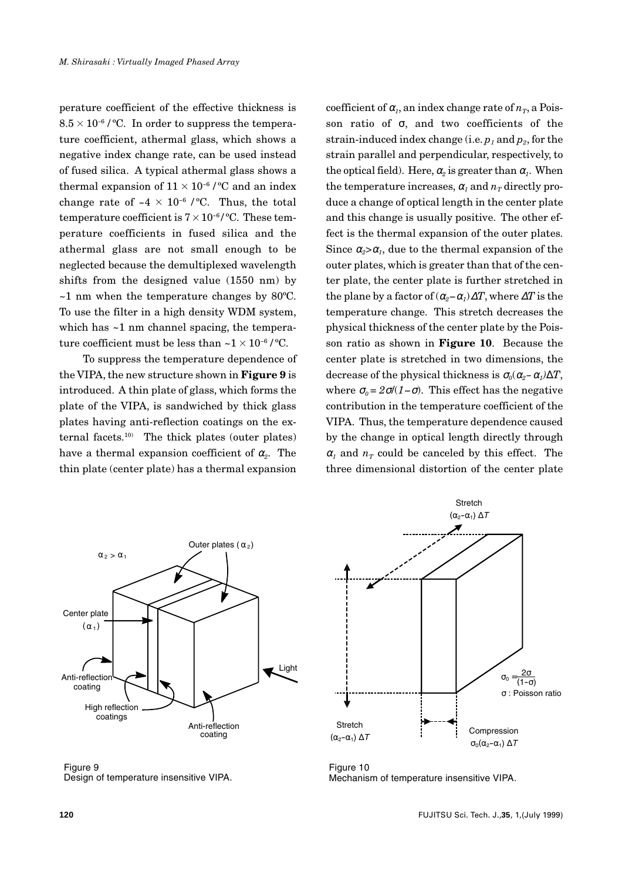perature coefficient of the effective thickness is $8.5 \times 10^{-6}$ /ºC. In order to suppress the temperature coefficient, athermal glass, which shows a negative index change rate, can be used instead of fused silica. A typical athermal glass shows a thermal expansion of $11 \times 10^{-6}$ /ºC and an index change rate of $-4 \times 10^{-6}$ /ºC. Thus, the total temperature coefficient is $7 \times 10^{-6}$/ºC. These temperature coefficients in fused silica and the athermal glass are not small enough to be neglected because the demultiplexed wavelength shifts from the designed value (1550 nm) by ~1 nm when the temperature changes by 80ºC. To use the filter in a high density WDM system, which has ~1 nm channel spacing, the temperature coefficient must be less than $\sim 1 \times 10^{-6}$ /ºC.

To suppress the temperature dependence of the VIPA, the new structure shown in **Figure 9** is introduced. A thin plate of glass, which forms the plate of the VIPA, is sandwiched by thick glass plates having anti-reflection coatings on the external facets.[10] The thick plates (outer plates) have a thermal expansion coefficient of $\alpha_2$. The thin plate (center plate) has a thermal expansion coefficient of $\alpha_1$, an index change rate of $n_T$, a Poisson ratio of $\sigma$, and two coefficients of the strain-induced index change (i.e. $p_1$ and $p_2$, for the strain parallel and perpendicular, respectively, to the optical field). Here, $\alpha_2$ is greater than $\alpha_1$. When the temperature increases, $\alpha_1$ and $n_T$ directly produce a change of optical length in the center plate and this change is usually positive. The other effect is the thermal expansion of the outer plates. Since $\alpha_2 > \alpha_1$, due to the thermal expansion of the outer plates, which is greater than that of the center plate, the center plate is further stretched in the plane by a factor of $(\alpha_2 - \alpha_1)\Delta T$, where $\Delta T$ is the temperature change. This stretch decreases the physical thickness of the center plate by the Poisson ratio as shown in **Figure 10**. Because the center plate is stretched in two dimensions, the decrease of the physical thickness is $\sigma_0(\alpha_2 - \alpha_1)\Delta T$, where $\sigma_0 = 2\sigma/(1-\sigma)$. This effect has the negative contribution in the temperature coefficient of the VIPA. Thus, the temperature dependence caused by the change in optical length directly through $\alpha_1$ and $n_T$ could be canceled by this effect. The three dimensional distortion of the center plate

Figure 9
Design of temperature insensitive VIPA.

Figure 10
Mechanism of temperature insensitive VIPA.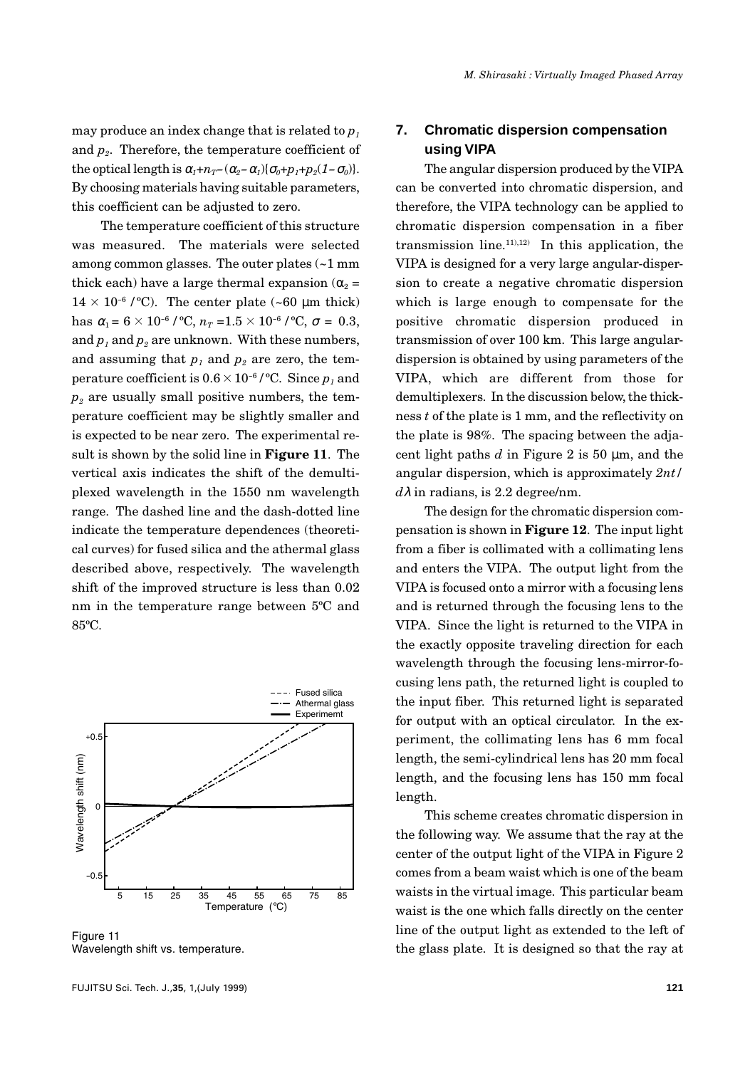may produce an index change that is related to $p_1$ and $p_2$. Therefore, the temperature coefficient of the optical length is $\alpha_1 + n_T - (\alpha_2 - \alpha_1)\{\sigma_0 + p_1 + p_2(1 - \sigma_0)\}$. By choosing materials having suitable parameters, this coefficient can be adjusted to zero.

The temperature coefficient of this structure was measured. The materials were selected among common glasses. The outer plates (~1 mm thick each) have a large thermal expansion ($\alpha_2 = 14 \times 10^{-6}$ /°C). The center plate (~60 μm thick) has $\alpha_1 = 6 \times 10^{-6}$ /°C, $n_T = 1.5 \times 10^{-6}$ /°C, $\sigma = 0.3$, and $p_1$ and $p_2$ are unknown. With these numbers, and assuming that $p_1$ and $p_2$ are zero, the temperature coefficient is $0.6 \times 10^{-6}$ /°C. Since $p_1$ and $p_2$ are usually small positive numbers, the temperature coefficient may be slightly smaller and is expected to be near zero. The experimental result is shown by the solid line in **Figure 11**. The vertical axis indicates the shift of the demultiplexed wavelength in the 1550 nm wavelength range. The dashed line and the dash-dotted line indicate the temperature dependences (theoretical curves) for fused silica and the athermal glass described above, respectively. The wavelength shift of the improved structure is less than 0.02 nm in the temperature range between 5°C and 85°C.

Figure 11
Wavelength shift vs. temperature.

## 7. Chromatic dispersion compensation using VIPA

The angular dispersion produced by the VIPA can be converted into chromatic dispersion, and therefore, the VIPA technology can be applied to chromatic dispersion compensation in a fiber transmission line.[11),12)] In this application, the VIPA is designed for a very large angular-dispersion to create a negative chromatic dispersion which is large enough to compensate for the positive chromatic dispersion produced in transmission of over 100 km. This large angular-dispersion is obtained by using parameters of the VIPA, which are different from those for demultiplexers. In the discussion below, the thickness $t$ of the plate is 1 mm, and the reflectivity on the plate is 98%. The spacing between the adjacent light paths $d$ in Figure 2 is 50 μm, and the angular dispersion, which is approximately $2nt/d\lambda$ in radians, is 2.2 degree/nm.

The design for the chromatic dispersion compensation is shown in **Figure 12**. The input light from a fiber is collimated with a collimating lens and enters the VIPA. The output light from the VIPA is focused onto a mirror with a focusing lens and is returned through the focusing lens to the VIPA. Since the light is returned to the VIPA in the exactly opposite traveling direction for each wavelength through the focusing lens-mirror-focusing lens path, the returned light is coupled to the input fiber. This returned light is separated for output with an optical circulator. In the experiment, the collimating lens has 6 mm focal length, the semi-cylindrical lens has 20 mm focal length, and the focusing lens has 150 mm focal length.

This scheme creates chromatic dispersion in the following way. We assume that the ray at the center of the output light of the VIPA in Figure 2 comes from a beam waist which is one of the beam waists in the virtual image. This particular beam waist is the one which falls directly on the center line of the output light as extended to the left of the glass plate. It is designed so that the ray at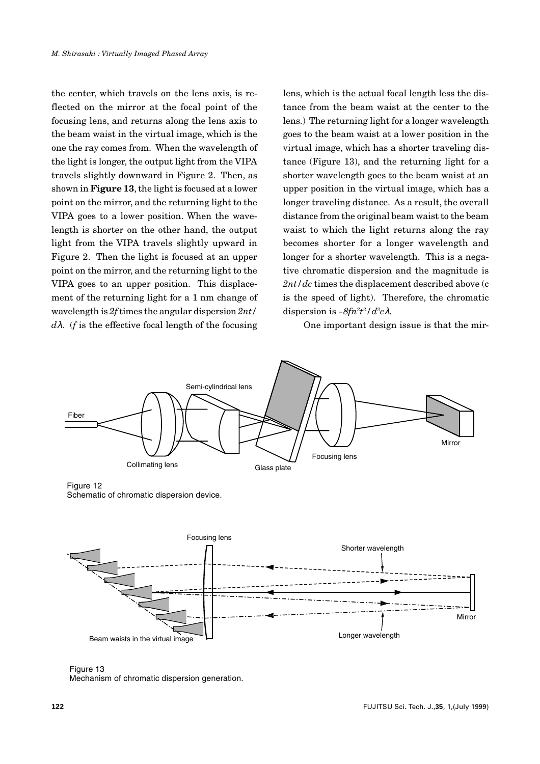the center, which travels on the lens axis, is reflected on the mirror at the focal point of the focusing lens, and returns along the lens axis to the beam waist in the virtual image, which is the one the ray comes from. When the wavelength of the light is longer, the output light from the VIPA travels slightly downward in Figure 2. Then, as shown in **Figure 13**, the light is focused at a lower point on the mirror, and the returning light to the VIPA goes to a lower position. When the wavelength is shorter on the other hand, the output light from the VIPA travels slightly upward in Figure 2. Then the light is focused at an upper point on the mirror, and the returning light to the VIPA goes to an upper position. This displacement of the returning light for a 1 nm change of wavelength is $2f$ times the angular dispersion $2nt/d\lambda$. ($f$ is the effective focal length of the focusing lens, which is the actual focal length less the distance from the beam waist at the center to the lens.) The returning light for a longer wavelength goes to the beam waist at a lower position in the virtual image, which has a shorter traveling distance (Figure 13), and the returning light for a shorter wavelength goes to the beam waist at an upper position in the virtual image, which has a longer traveling distance. As a result, the overall distance from the original beam waist to the beam waist to which the light returns along the ray becomes shorter for a longer wavelength and longer for a shorter wavelength. This is a negative chromatic dispersion and the magnitude is $2nt/dc$ times the displacement described above (c is the speed of light). Therefore, the chromatic dispersion is $-8fn^2t^2/d^2c\lambda$.

One important design issue is that the mir-

Figure 12
Schematic of chromatic dispersion device.

Figure 13
Mechanism of chromatic dispersion generation.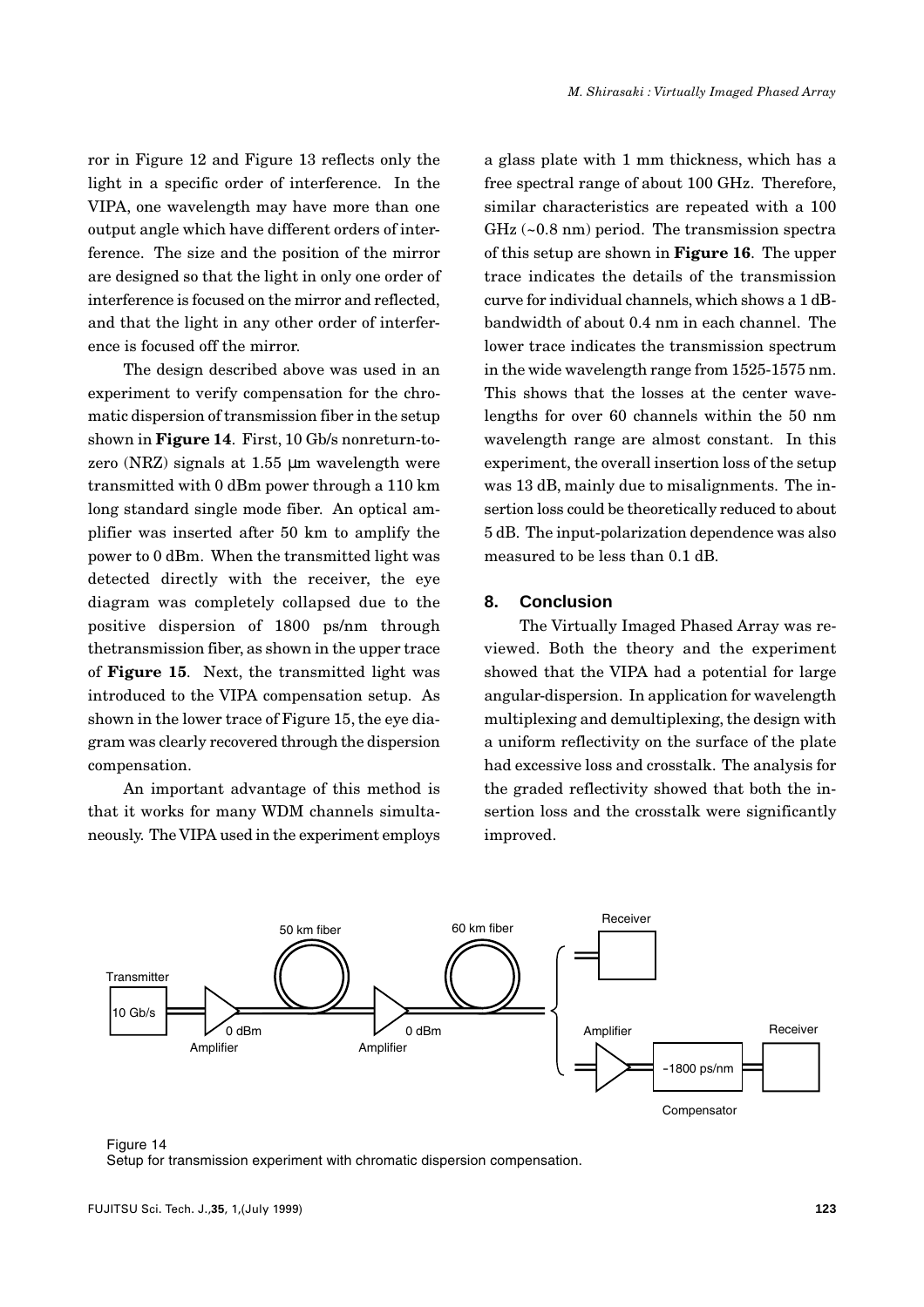ror in Figure 12 and Figure 13 reflects only the light in a specific order of interference. In the VIPA, one wavelength may have more than one output angle which have different orders of interference. The size and the position of the mirror are designed so that the light in only one order of interference is focused on the mirror and reflected, and that the light in any other order of interference is focused off the mirror.

The design described above was used in an experiment to verify compensation for the chromatic dispersion of transmission fiber in the setup shown in **Figure 14**. First, 10 Gb/s nonreturn-to-zero (NRZ) signals at 1.55 μm wavelength were transmitted with 0 dBm power through a 110 km long standard single mode fiber. An optical amplifier was inserted after 50 km to amplify the power to 0 dBm. When the transmitted light was detected directly with the receiver, the eye diagram was completely collapsed due to the positive dispersion of 1800 ps/nm through thetransmission fiber, as shown in the upper trace of **Figure 15**. Next, the transmitted light was introduced to the VIPA compensation setup. As shown in the lower trace of Figure 15, the eye diagram was clearly recovered through the dispersion compensation.

An important advantage of this method is that it works for many WDM channels simultaneously. The VIPA used in the experiment employs a glass plate with 1 mm thickness, which has a free spectral range of about 100 GHz. Therefore, similar characteristics are repeated with a 100 GHz (~0.8 nm) period. The transmission spectra of this setup are shown in **Figure 16**. The upper trace indicates the details of the transmission curve for individual channels, which shows a 1 dB-bandwidth of about 0.4 nm in each channel. The lower trace indicates the transmission spectrum in the wide wavelength range from 1525-1575 nm. This shows that the losses at the center wavelengths for over 60 channels within the 50 nm wavelength range are almost constant. In this experiment, the overall insertion loss of the setup was 13 dB, mainly due to misalignments. The insertion loss could be theoretically reduced to about 5 dB. The input-polarization dependence was also measured to be less than 0.1 dB.

## 8. Conclusion

The Virtually Imaged Phased Array was reviewed. Both the theory and the experiment showed that the VIPA had a potential for large angular-dispersion. In application for wavelength multiplexing and demultiplexing, the design with a uniform reflectivity on the surface of the plate had excessive loss and crosstalk. The analysis for the graded reflectivity showed that both the insertion loss and the crosstalk were significantly improved.

Figure 14
Setup for transmission experiment with chromatic dispersion compensation.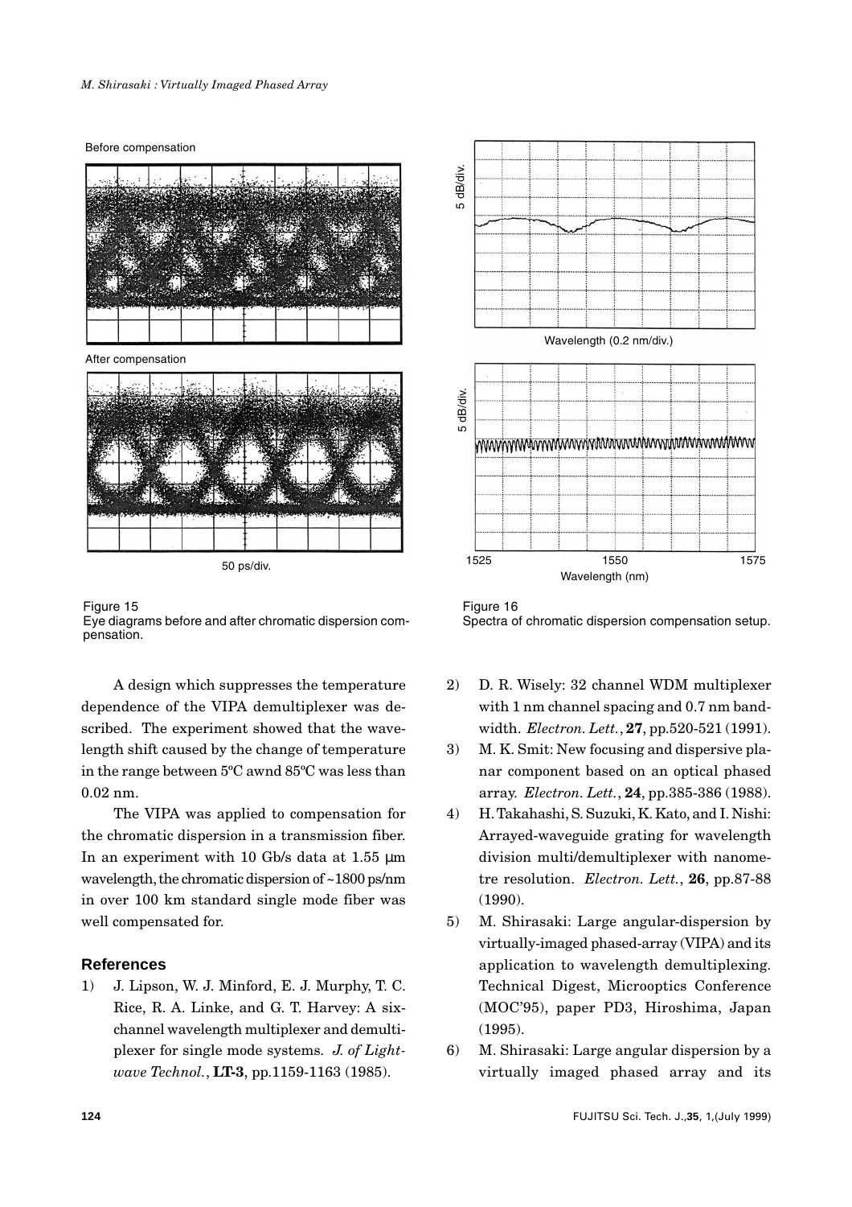Figure 15
Eye diagrams before and after chromatic dispersion compensation.

Figure 16
Spectra of chromatic dispersion compensation setup.

A design which suppresses the temperature dependence of the VIPA demultiplexer was described. The experiment showed that the wavelength shift caused by the change of temperature in the range between 5ºC awnd 85ºC was less than 0.02 nm.

The VIPA was applied to compensation for the chromatic dispersion in a transmission fiber. In an experiment with 10 Gb/s data at 1.55 μm wavelength, the chromatic dispersion of ~1800 ps/nm in over 100 km standard single mode fiber was well compensated for.

## References

1) J. Lipson, W. J. Minford, E. J. Murphy, T. C. Rice, R. A. Linke, and G. T. Harvey: A six-channel wavelength multiplexer and demultiplexer for single mode systems. *J. of Lightwave Technol.*, **LT-3**, pp.1159-1163 (1985).
2) D. R. Wisely: 32 channel WDM multiplexer with 1 nm channel spacing and 0.7 nm bandwidth. *Electron. Lett.*, **27**, pp.520-521 (1991).
3) M. K. Smit: New focusing and dispersive planar component based on an optical phased array. *Electron. Lett.*, **24**, pp.385-386 (1988).
4) H. Takahashi, S. Suzuki, K. Kato, and I. Nishi: Arrayed-waveguide grating for wavelength division multi/demultiplexer with nanometre resolution. *Electron. Lett.*, **26**, pp.87-88 (1990).
5) M. Shirasaki: Large angular-dispersion by virtually-imaged phased-array (VIPA) and its application to wavelength demultiplexing. Technical Digest, Microoptics Conference (MOC'95), paper PD3, Hiroshima, Japan (1995).
6) M. Shirasaki: Large angular dispersion by a virtually imaged phased array and its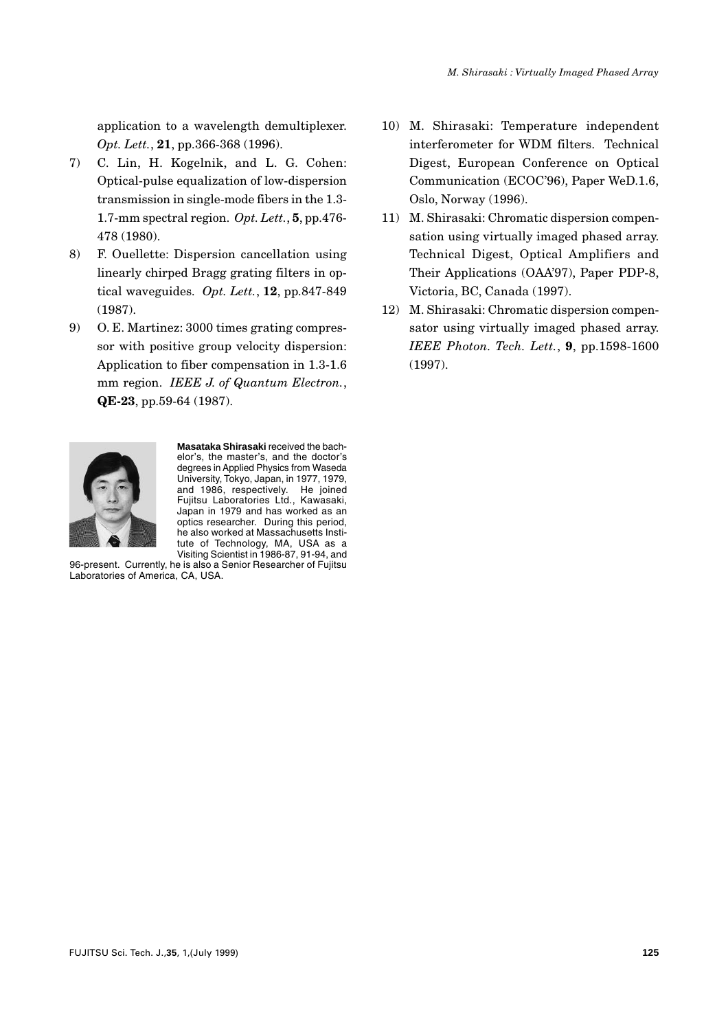application to a wavelength demultiplexer. *Opt. Lett.*, **21**, pp.366-368 (1996).

7) C. Lin, H. Kogelnik, and L. G. Cohen: Optical-pulse equalization of low-dispersion transmission in single-mode fibers in the 1.3-1.7-mm spectral region. *Opt. Lett.*, **5**, pp.476-478 (1980).

8) F. Ouellette: Dispersion cancellation using linearly chirped Bragg grating filters in optical waveguides. *Opt. Lett.*, **12**, pp.847-849 (1987).

9) O. E. Martinez: 3000 times grating compressor with positive group velocity dispersion: Application to fiber compensation in 1.3-1.6 mm region. *IEEE J. of Quantum Electron.*, **QE-23**, pp.59-64 (1987).

10) M. Shirasaki: Temperature independent interferometer for WDM filters. Technical Digest, European Conference on Optical Communication (ECOC'96), Paper WeD.1.6, Oslo, Norway (1996).

11) M. Shirasaki: Chromatic dispersion compensation using virtually imaged phased array. Technical Digest, Optical Amplifiers and Their Applications (OAA'97), Paper PDP-8, Victoria, BC, Canada (1997).

12) M. Shirasaki: Chromatic dispersion compensator using virtually imaged phased array. *IEEE Photon. Tech. Lett.*, **9**, pp.1598-1600 (1997).

**Masataka Shirasaki** received the bachelor's, the master's, and the doctor's degrees in Applied Physics from Waseda University, Tokyo, Japan, in 1977, 1979, and 1986, respectively. He joined Fujitsu Laboratories Ltd., Kawasaki, Japan in 1979 and has worked as an optics researcher. During this period, he also worked at Massachusetts Institute of Technology, MA, USA as a Visiting Scientist in 1986-87, 91-94, and 96-present. Currently, he is also a Senior Researcher of Fujitsu Laboratories of America, CA, USA.